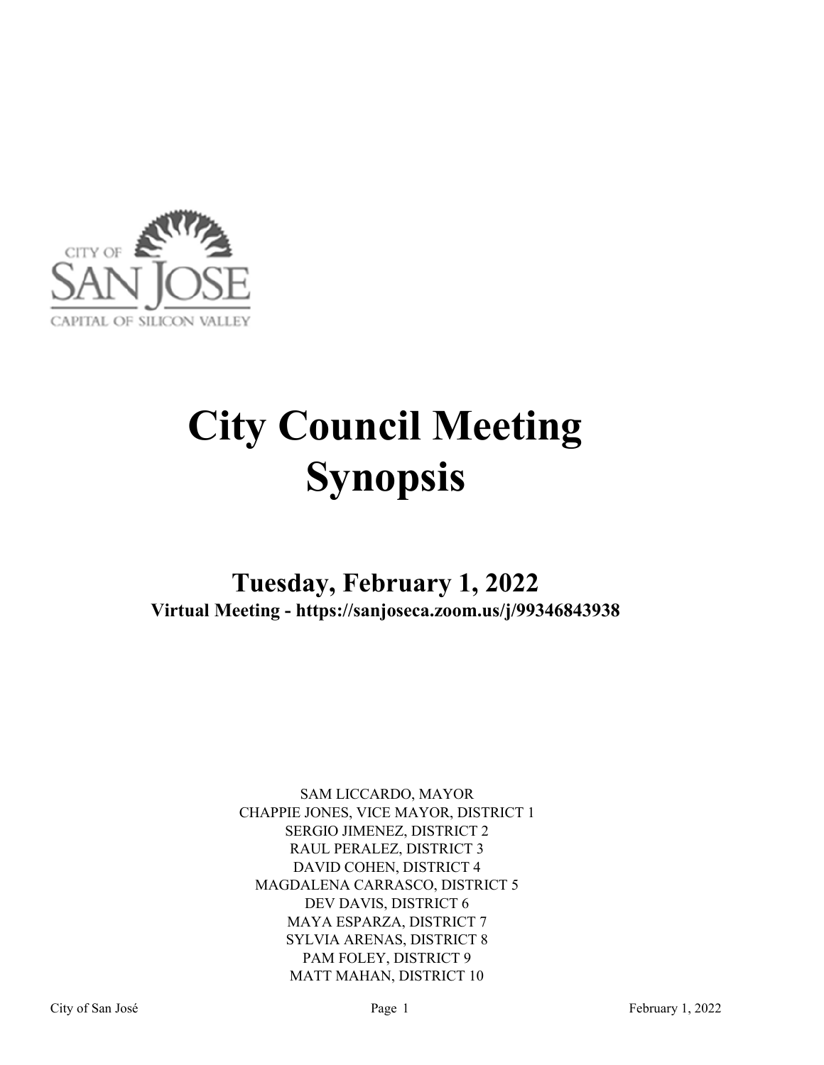CITY OF
SAN JOSE
CAPITAL OF SILICON VALLEY

# City Council Meeting Synopsis

## Tuesday, February 1, 2022

**Virtual Meeting - https://sanjoseca.zoom.us/j/99346843938**

SAM LICCARDO, MAYOR
CHAPPIE JONES, VICE MAYOR, DISTRICT 1
SERGIO JIMENEZ, DISTRICT 2
RAUL PERALEZ, DISTRICT 3
DAVID COHEN, DISTRICT 4
MAGDALENA CARRASCO, DISTRICT 5
DEV DAVIS, DISTRICT 6
MAYA ESPARZA, DISTRICT 7
SYLVIA ARENAS, DISTRICT 8
PAM FOLEY, DISTRICT 9
MATT MAHAN, DISTRICT 10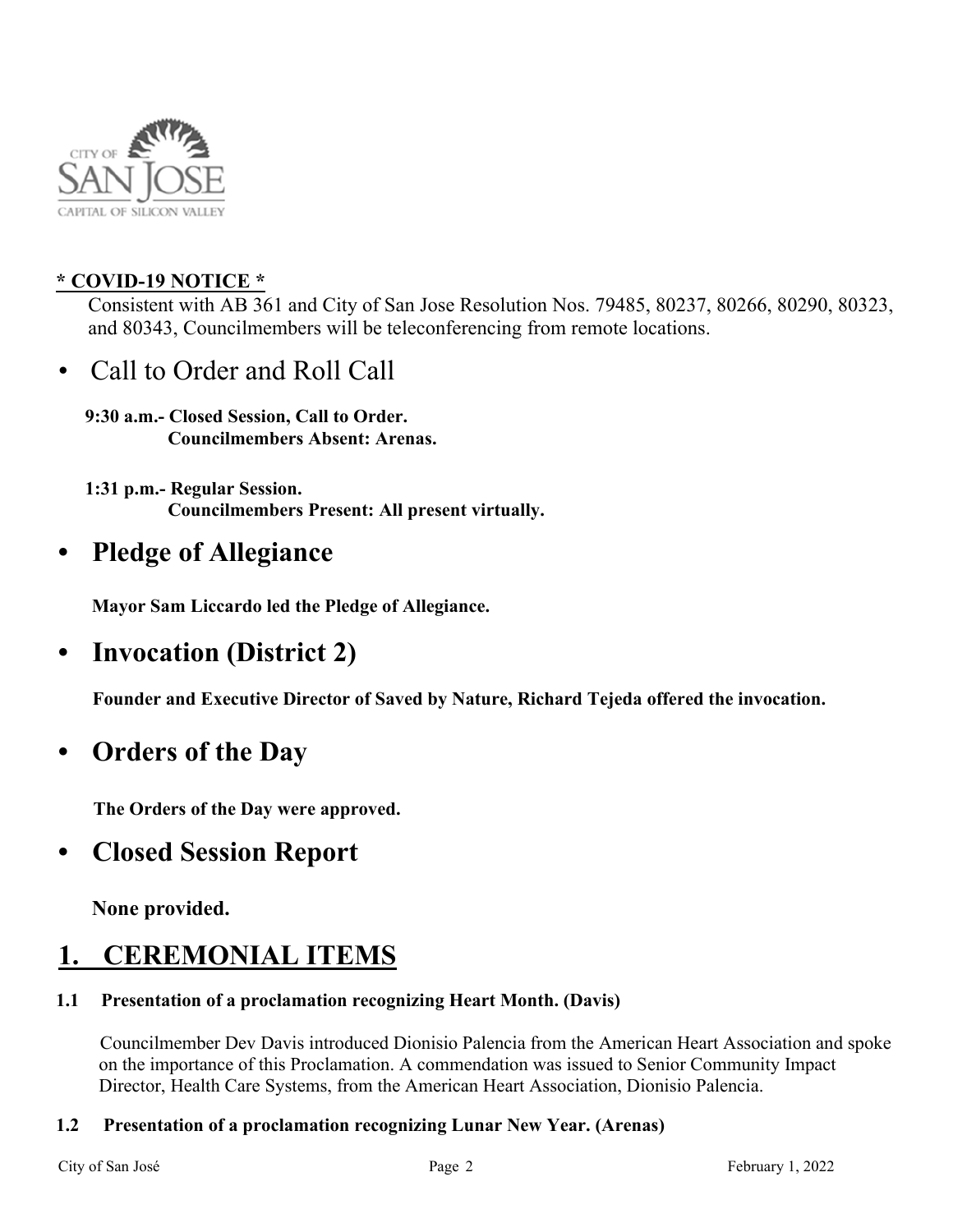**\* COVID-19 NOTICE \***

Consistent with AB 361 and City of San Jose Resolution Nos. 79485, 80237, 80266, 80290, 80323, and 80343, Councilmembers will be teleconferencing from remote locations.

- Call to Order and Roll Call

**9:30 a.m.- Closed Session, Call to Order.**
**Councilmembers Absent: Arenas.**

**1:31 p.m.- Regular Session.**
**Councilmembers Present: All present virtually.**

- **Pledge of Allegiance**

**Mayor Sam Liccardo led the Pledge of Allegiance.**

- **Invocation (District 2)**

**Founder and Executive Director of Saved by Nature, Richard Tejeda offered the invocation.**

- **Orders of the Day**

**The Orders of the Day were approved.**

- **Closed Session Report**

**None provided.**

# 1. CEREMONIAL ITEMS

**1.1 Presentation of a proclamation recognizing Heart Month. (Davis)**

Councilmember Dev Davis introduced Dionisio Palencia from the American Heart Association and spoke on the importance of this Proclamation. A commendation was issued to Senior Community Impact Director, Health Care Systems, from the American Heart Association, Dionisio Palencia.

**1.2 Presentation of a proclamation recognizing Lunar New Year. (Arenas)**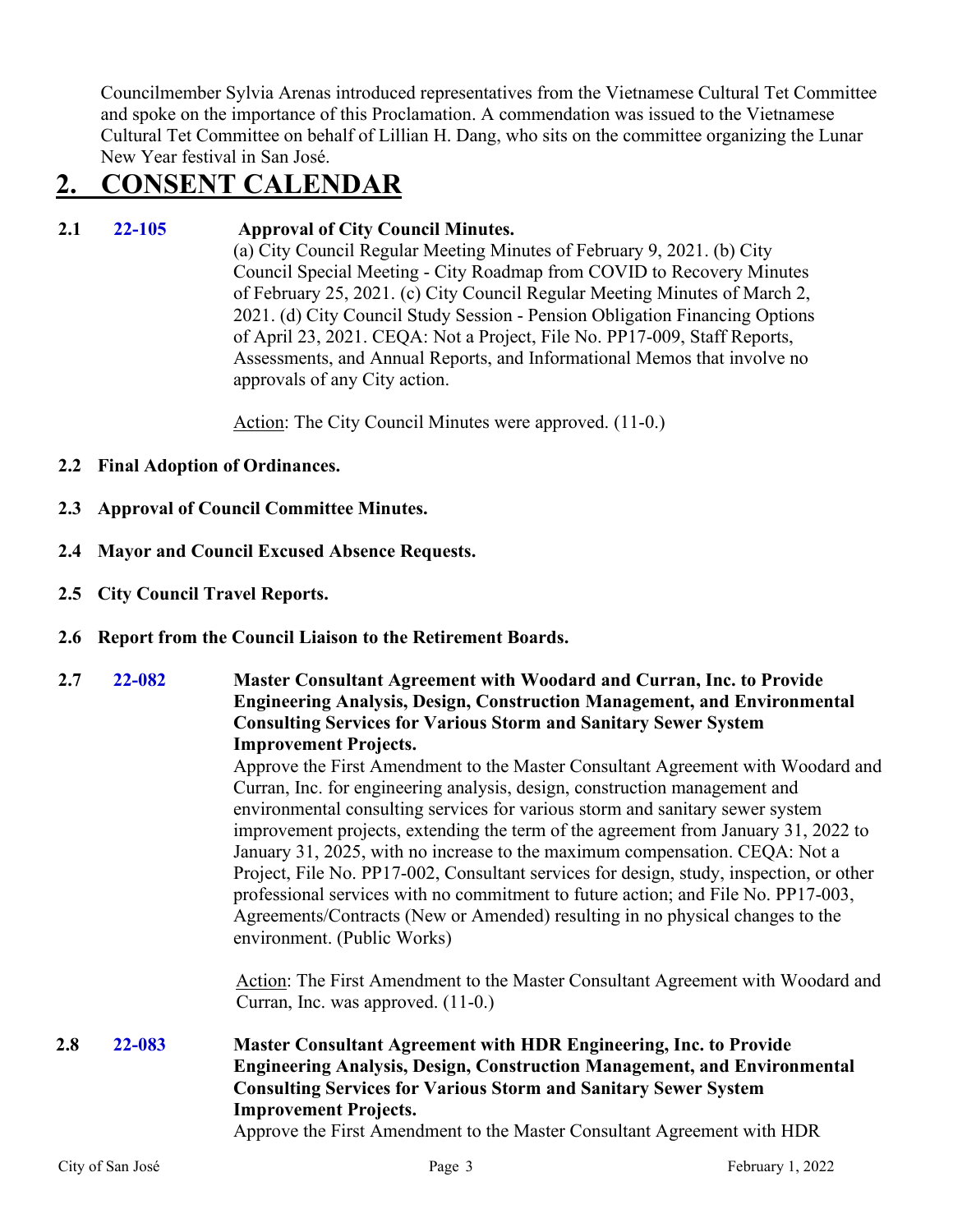Councilmember Sylvia Arenas introduced representatives from the Vietnamese Cultural Tet Committee and spoke on the importance of this Proclamation. A commendation was issued to the Vietnamese Cultural Tet Committee on behalf of Lillian H. Dang, who sits on the committee organizing the Lunar New Year festival in San José.

# 2. CONSENT CALENDAR

**2.1 22-105 Approval of City Council Minutes.**

(a) City Council Regular Meeting Minutes of February 9, 2021. (b) City Council Special Meeting - City Roadmap from COVID to Recovery Minutes of February 25, 2021. (c) City Council Regular Meeting Minutes of March 2, 2021. (d) City Council Study Session - Pension Obligation Financing Options of April 23, 2021. CEQA: Not a Project, File No. PP17-009, Staff Reports, Assessments, and Annual Reports, and Informational Memos that involve no approvals of any City action.

Action: The City Council Minutes were approved. (11-0.)

**2.2 Final Adoption of Ordinances.**

**2.3 Approval of Council Committee Minutes.**

**2.4 Mayor and Council Excused Absence Requests.**

**2.5 City Council Travel Reports.**

**2.6 Report from the Council Liaison to the Retirement Boards.**

**2.7 22-082 Master Consultant Agreement with Woodard and Curran, Inc. to Provide Engineering Analysis, Design, Construction Management, and Environmental Consulting Services for Various Storm and Sanitary Sewer System Improvement Projects.**

Approve the First Amendment to the Master Consultant Agreement with Woodard and Curran, Inc. for engineering analysis, design, construction management and environmental consulting services for various storm and sanitary sewer system improvement projects, extending the term of the agreement from January 31, 2022 to January 31, 2025, with no increase to the maximum compensation. CEQA: Not a Project, File No. PP17-002, Consultant services for design, study, inspection, or other professional services with no commitment to future action; and File No. PP17-003, Agreements/Contracts (New or Amended) resulting in no physical changes to the environment. (Public Works)

Action: The First Amendment to the Master Consultant Agreement with Woodard and Curran, Inc. was approved. (11-0.)

**2.8 22-083 Master Consultant Agreement with HDR Engineering, Inc. to Provide Engineering Analysis, Design, Construction Management, and Environmental Consulting Services for Various Storm and Sanitary Sewer System Improvement Projects.**

Approve the First Amendment to the Master Consultant Agreement with HDR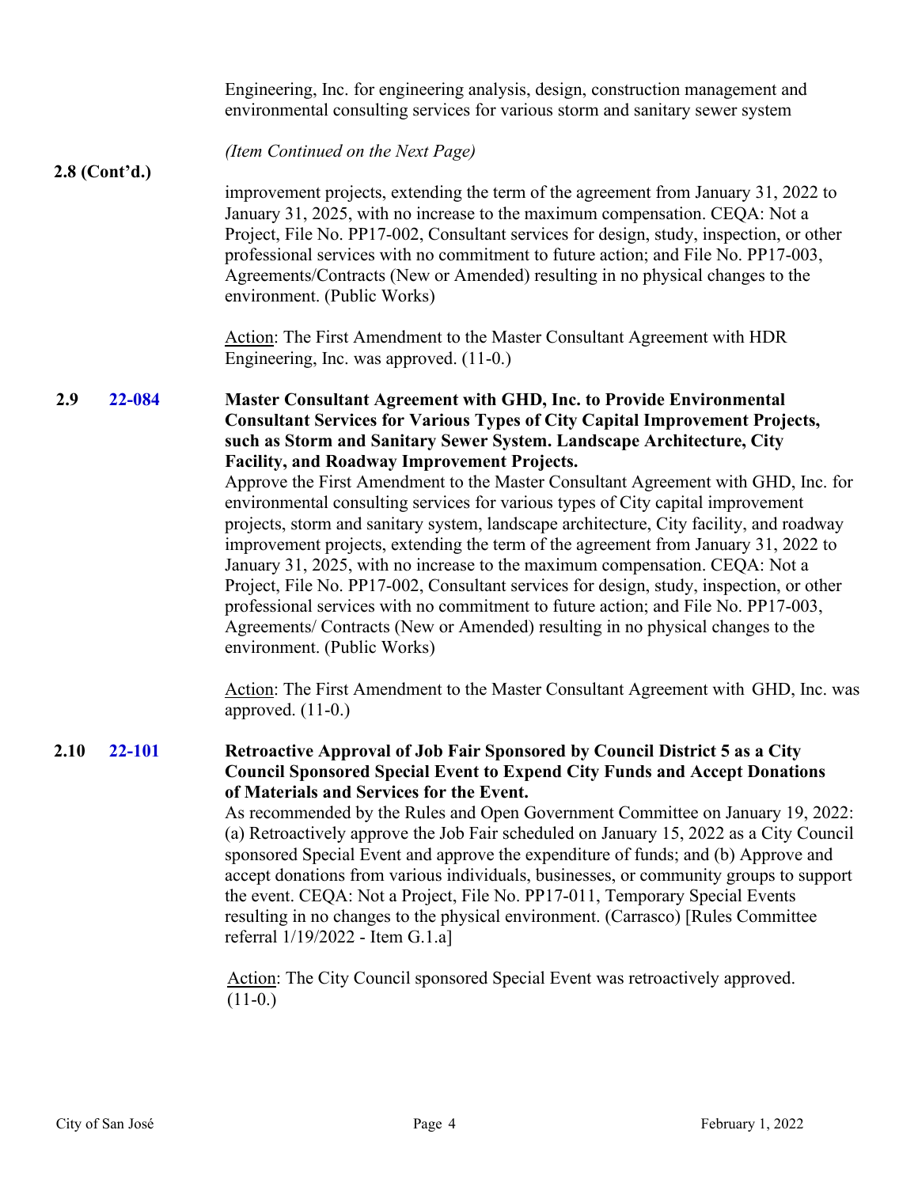Engineering, Inc. for engineering analysis, design, construction management and environmental consulting services for various storm and sanitary sewer system

*(Item Continued on the Next Page)*

**2.8 (Cont'd.)**

improvement projects, extending the term of the agreement from January 31, 2022 to January 31, 2025, with no increase to the maximum compensation. CEQA: Not a Project, File No. PP17-002, Consultant services for design, study, inspection, or other professional services with no commitment to future action; and File No. PP17-003, Agreements/Contracts (New or Amended) resulting in no physical changes to the environment. (Public Works)

Action: The First Amendment to the Master Consultant Agreement with HDR Engineering, Inc. was approved. (11-0.)

**2.9 22-084 Master Consultant Agreement with GHD, Inc. to Provide Environmental Consultant Services for Various Types of City Capital Improvement Projects, such as Storm and Sanitary Sewer System. Landscape Architecture, City Facility, and Roadway Improvement Projects.**

Approve the First Amendment to the Master Consultant Agreement with GHD, Inc. for environmental consulting services for various types of City capital improvement projects, storm and sanitary system, landscape architecture, City facility, and roadway improvement projects, extending the term of the agreement from January 31, 2022 to January 31, 2025, with no increase to the maximum compensation. CEQA: Not a Project, File No. PP17-002, Consultant services for design, study, inspection, or other professional services with no commitment to future action; and File No. PP17-003, Agreements/ Contracts (New or Amended) resulting in no physical changes to the environment. (Public Works)

Action: The First Amendment to the Master Consultant Agreement with GHD, Inc. was approved. (11-0.)

**2.10 22-101 Retroactive Approval of Job Fair Sponsored by Council District 5 as a City Council Sponsored Special Event to Expend City Funds and Accept Donations of Materials and Services for the Event.**

As recommended by the Rules and Open Government Committee on January 19, 2022: (a) Retroactively approve the Job Fair scheduled on January 15, 2022 as a City Council sponsored Special Event and approve the expenditure of funds; and (b) Approve and accept donations from various individuals, businesses, or community groups to support the event. CEQA: Not a Project, File No. PP17-011, Temporary Special Events resulting in no changes to the physical environment. (Carrasco) [Rules Committee referral 1/19/2022 - Item G.1.a]

Action: The City Council sponsored Special Event was retroactively approved. (11-0.)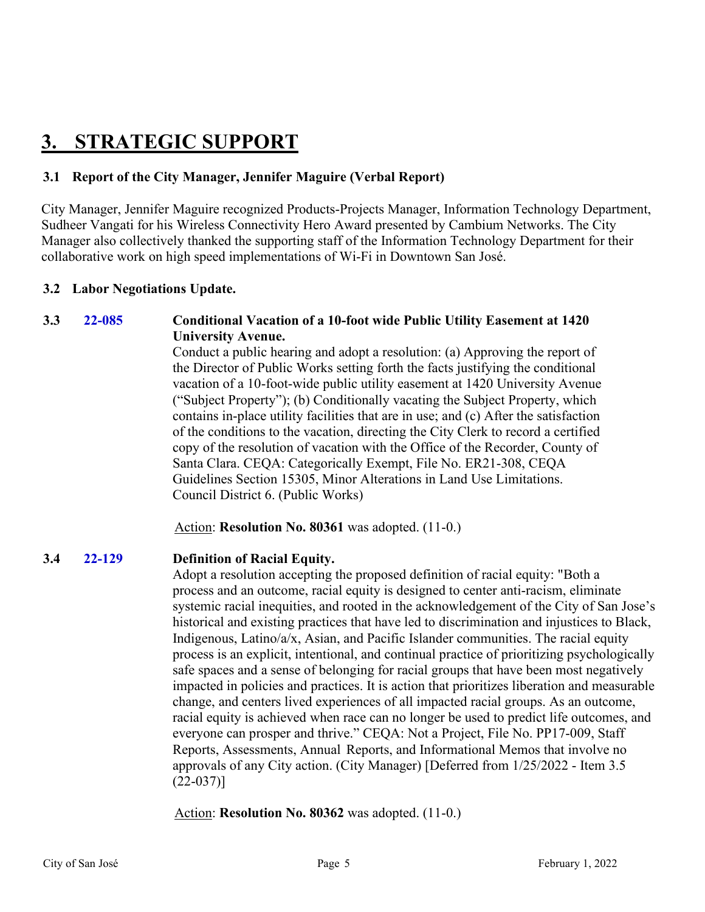# 3. STRATEGIC SUPPORT

### 3.1 Report of the City Manager, Jennifer Maguire (Verbal Report)

City Manager, Jennifer Maguire recognized Products-Projects Manager, Information Technology Department, Sudheer Vangati for his Wireless Connectivity Hero Award presented by Cambium Networks. The City Manager also collectively thanked the supporting staff of the Information Technology Department for their collaborative work on high speed implementations of Wi-Fi in Downtown San José.

### 3.2 Labor Negotiations Update.

### 3.3 22-085 Conditional Vacation of a 10-foot wide Public Utility Easement at 1420 University Avenue.

Conduct a public hearing and adopt a resolution: (a) Approving the report of the Director of Public Works setting forth the facts justifying the conditional vacation of a 10-foot-wide public utility easement at 1420 University Avenue ("Subject Property"); (b) Conditionally vacating the Subject Property, which contains in-place utility facilities that are in use; and (c) After the satisfaction of the conditions to the vacation, directing the City Clerk to record a certified copy of the resolution of vacation with the Office of the Recorder, County of Santa Clara. CEQA: Categorically Exempt, File No. ER21-308, CEQA Guidelines Section 15305, Minor Alterations in Land Use Limitations. Council District 6. (Public Works)

Action: **Resolution No. 80361** was adopted. (11-0.)

### 3.4 22-129 Definition of Racial Equity.

Adopt a resolution accepting the proposed definition of racial equity: "Both a process and an outcome, racial equity is designed to center anti-racism, eliminate systemic racial inequities, and rooted in the acknowledgement of the City of San Jose's historical and existing practices that have led to discrimination and injustices to Black, Indigenous, Latino/a/x, Asian, and Pacific Islander communities. The racial equity process is an explicit, intentional, and continual practice of prioritizing psychologically safe spaces and a sense of belonging for racial groups that have been most negatively impacted in policies and practices. It is action that prioritizes liberation and measurable change, and centers lived experiences of all impacted racial groups. As an outcome, racial equity is achieved when race can no longer be used to predict life outcomes, and everyone can prosper and thrive." CEQA: Not a Project, File No. PP17-009, Staff Reports, Assessments, Annual Reports, and Informational Memos that involve no approvals of any City action. (City Manager) [Deferred from 1/25/2022 - Item 3.5 (22-037)]

Action: **Resolution No. 80362** was adopted. (11-0.)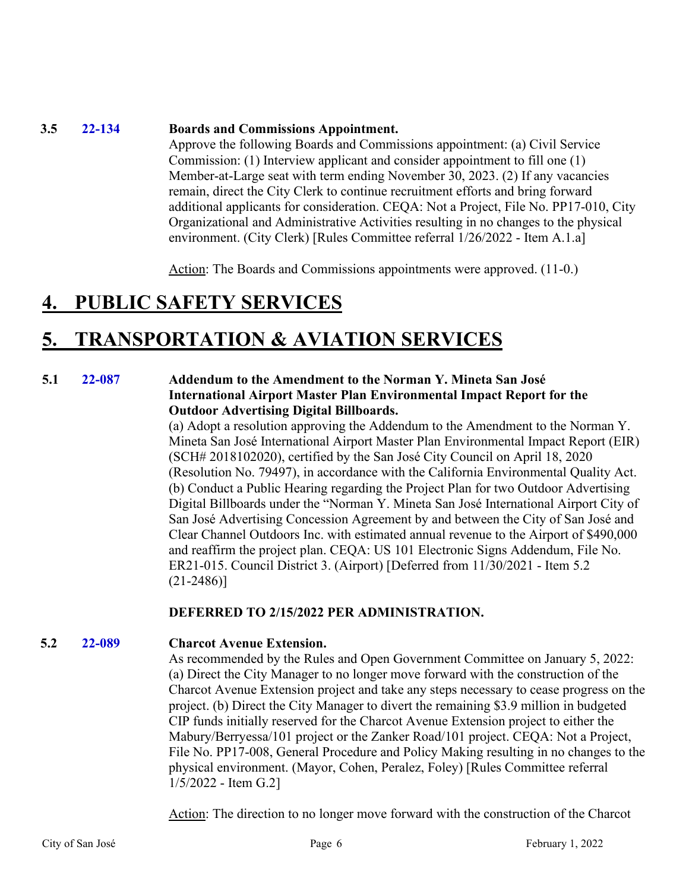**3.5 22-134 Boards and Commissions Appointment.**

Approve the following Boards and Commissions appointment: (a) Civil Service Commission: (1) Interview applicant and consider appointment to fill one (1) Member-at-Large seat with term ending November 30, 2023. (2) If any vacancies remain, direct the City Clerk to continue recruitment efforts and bring forward additional applicants for consideration. CEQA: Not a Project, File No. PP17-010, City Organizational and Administrative Activities resulting in no changes to the physical environment. (City Clerk) [Rules Committee referral 1/26/2022 - Item A.1.a]

Action: The Boards and Commissions appointments were approved. (11-0.)

# 4. PUBLIC SAFETY SERVICES

# 5. TRANSPORTATION & AVIATION SERVICES

**5.1 22-087 Addendum to the Amendment to the Norman Y. Mineta San José International Airport Master Plan Environmental Impact Report for the Outdoor Advertising Digital Billboards.**

(a) Adopt a resolution approving the Addendum to the Amendment to the Norman Y. Mineta San José International Airport Master Plan Environmental Impact Report (EIR) (SCH# 2018102020), certified by the San José City Council on April 18, 2020 (Resolution No. 79497), in accordance with the California Environmental Quality Act. (b) Conduct a Public Hearing regarding the Project Plan for two Outdoor Advertising Digital Billboards under the "Norman Y. Mineta San José International Airport City of San José Advertising Concession Agreement by and between the City of San José and Clear Channel Outdoors Inc. with estimated annual revenue to the Airport of $490,000 and reaffirm the project plan. CEQA: US 101 Electronic Signs Addendum, File No. ER21-015. Council District 3. (Airport) [Deferred from 11/30/2021 - Item 5.2 (21-2486)]

**DEFERRED TO 2/15/2022 PER ADMINISTRATION.**

**5.2 22-089 Charcot Avenue Extension.**

As recommended by the Rules and Open Government Committee on January 5, 2022: (a) Direct the City Manager to no longer move forward with the construction of the Charcot Avenue Extension project and take any steps necessary to cease progress on the project. (b) Direct the City Manager to divert the remaining $3.9 million in budgeted CIP funds initially reserved for the Charcot Avenue Extension project to either the Mabury/Berryessa/101 project or the Zanker Road/101 project. CEQA: Not a Project, File No. PP17-008, General Procedure and Policy Making resulting in no changes to the physical environment. (Mayor, Cohen, Peralez, Foley) [Rules Committee referral 1/5/2022 - Item G.2]

Action: The direction to no longer move forward with the construction of the Charcot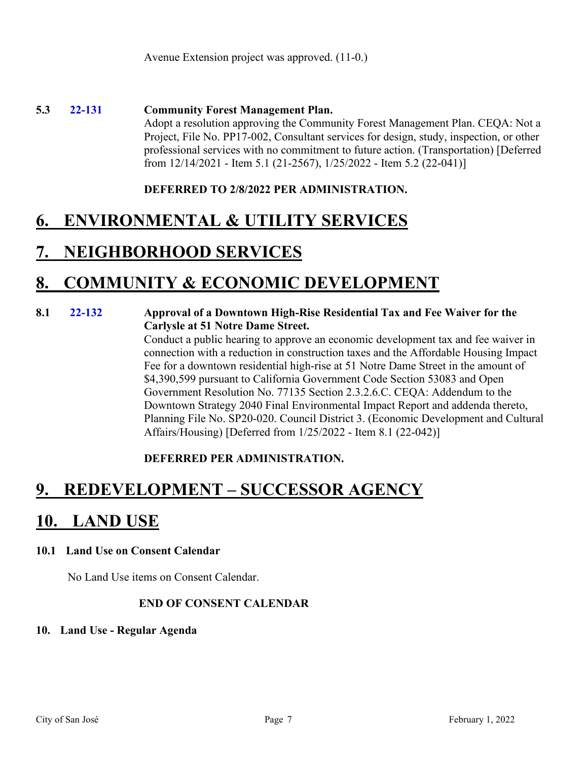Avenue Extension project was approved. (11-0.)

**5.3** **22-131** **Community Forest Management Plan.**

Adopt a resolution approving the Community Forest Management Plan. CEQA: Not a Project, File No. PP17-002, Consultant services for design, study, inspection, or other professional services with no commitment to future action. (Transportation) [Deferred from 12/14/2021 - Item 5.1 (21-2567), 1/25/2022 - Item 5.2 (22-041)]

**DEFERRED TO 2/8/2022 PER ADMINISTRATION.**

# 6. ENVIRONMENTAL & UTILITY SERVICES

# 7. NEIGHBORHOOD SERVICES

# 8. COMMUNITY & ECONOMIC DEVELOPMENT

**8.1** **22-132** **Approval of a Downtown High-Rise Residential Tax and Fee Waiver for the Carlysle at 51 Notre Dame Street.**

Conduct a public hearing to approve an economic development tax and fee waiver in connection with a reduction in construction taxes and the Affordable Housing Impact Fee for a downtown residential high-rise at 51 Notre Dame Street in the amount of $4,390,599 pursuant to California Government Code Section 53083 and Open Government Resolution No. 77135 Section 2.3.2.6.C. CEQA: Addendum to the Downtown Strategy 2040 Final Environmental Impact Report and addenda thereto, Planning File No. SP20-020. Council District 3. (Economic Development and Cultural Affairs/Housing) [Deferred from 1/25/2022 - Item 8.1 (22-042)]

**DEFERRED PER ADMINISTRATION.**

# 9. REDEVELOPMENT – SUCCESSOR AGENCY

# 10. LAND USE

**10.1 Land Use on Consent Calendar**

No Land Use items on Consent Calendar.

**END OF CONSENT CALENDAR**

**10. Land Use - Regular Agenda**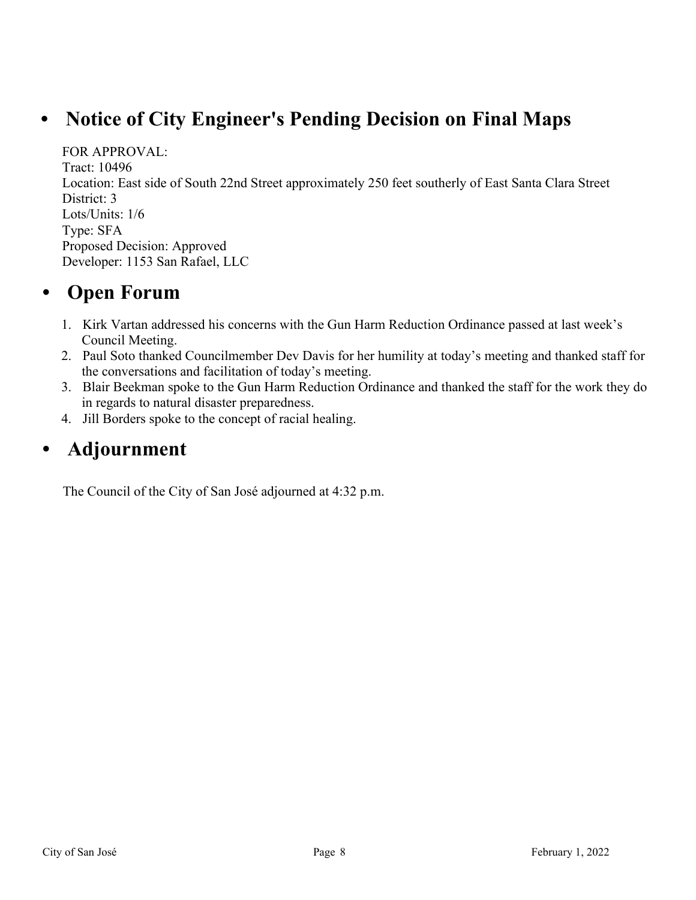## • Notice of City Engineer's Pending Decision on Final Maps

FOR APPROVAL:
Tract: 10496
Location: East side of South 22nd Street approximately 250 feet southerly of East Santa Clara Street
District: 3
Lots/Units: 1/6
Type: SFA
Proposed Decision: Approved
Developer: 1153 San Rafael, LLC

## • Open Forum

1. Kirk Vartan addressed his concerns with the Gun Harm Reduction Ordinance passed at last week's Council Meeting.
2. Paul Soto thanked Councilmember Dev Davis for her humility at today's meeting and thanked staff for the conversations and facilitation of today's meeting.
3. Blair Beekman spoke to the Gun Harm Reduction Ordinance and thanked the staff for the work they do in regards to natural disaster preparedness.
4. Jill Borders spoke to the concept of racial healing.

## • Adjournment

The Council of the City of San José adjourned at 4:32 p.m.